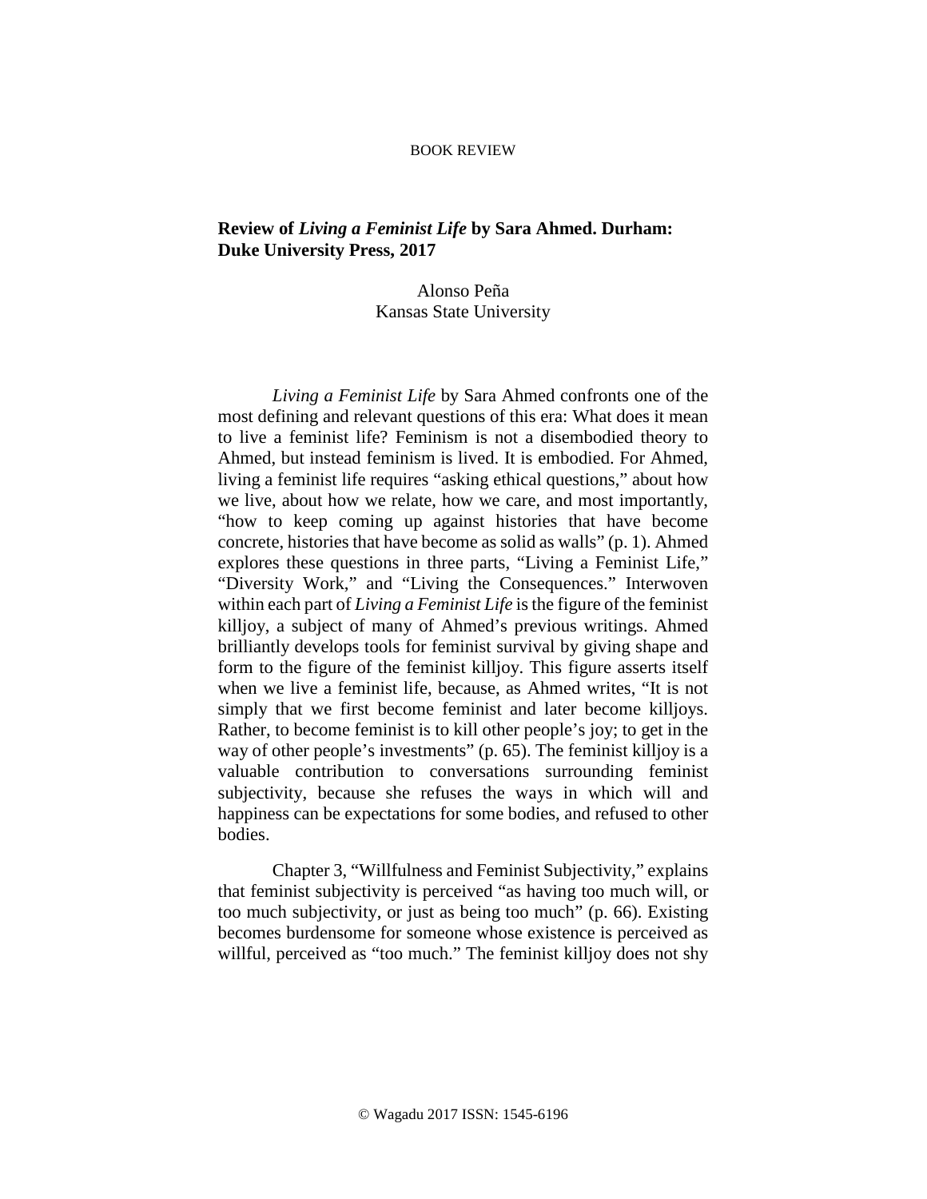BOOK REVIEW

**Review of *Living a Feminist Life* by Sara Ahmed. Durham: Duke University Press, 2017**

Alonso Peña
Kansas State University

*Living a Feminist Life* by Sara Ahmed confronts one of the most defining and relevant questions of this era: What does it mean to live a feminist life? Feminism is not a disembodied theory to Ahmed, but instead feminism is lived. It is embodied. For Ahmed, living a feminist life requires "asking ethical questions," about how we live, about how we relate, how we care, and most importantly, "how to keep coming up against histories that have become concrete, histories that have become as solid as walls" (p. 1). Ahmed explores these questions in three parts, "Living a Feminist Life," "Diversity Work," and "Living the Consequences." Interwoven within each part of *Living a Feminist Life* is the figure of the feminist killjoy, a subject of many of Ahmed's previous writings. Ahmed brilliantly develops tools for feminist survival by giving shape and form to the figure of the feminist killjoy. This figure asserts itself when we live a feminist life, because, as Ahmed writes, "It is not simply that we first become feminist and later become killjoys. Rather, to become feminist is to kill other people's joy; to get in the way of other people's investments" (p. 65). The feminist killjoy is a valuable contribution to conversations surrounding feminist subjectivity, because she refuses the ways in which will and happiness can be expectations for some bodies, and refused to other bodies.

Chapter 3, "Willfulness and Feminist Subjectivity," explains that feminist subjectivity is perceived "as having too much will, or too much subjectivity, or just as being too much" (p. 66). Existing becomes burdensome for someone whose existence is perceived as willful, perceived as "too much." The feminist killjoy does not shy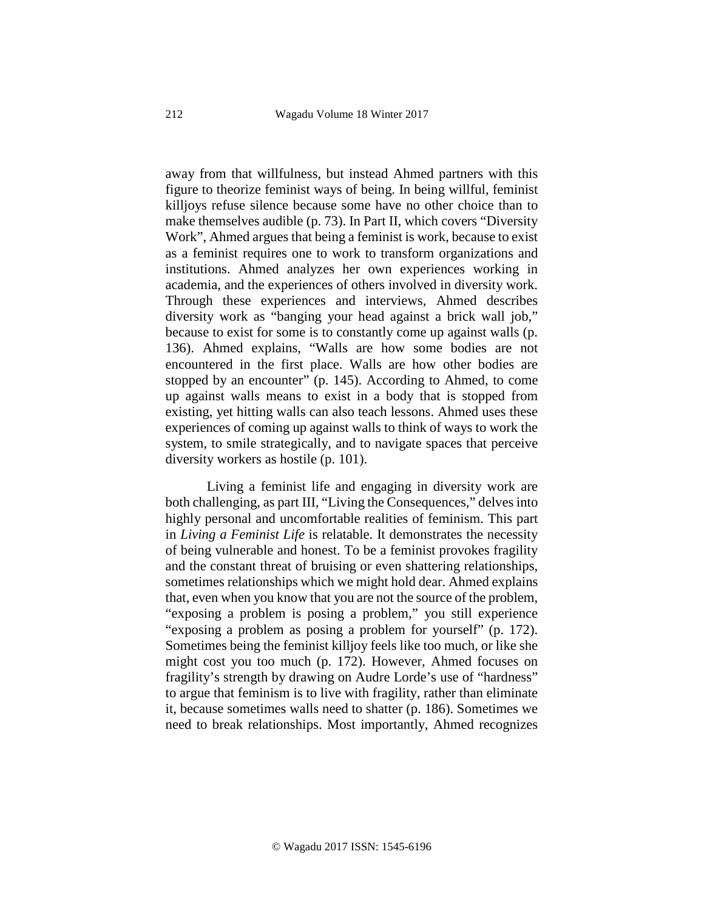away from that willfulness, but instead Ahmed partners with this figure to theorize feminist ways of being. In being willful, feminist killjoys refuse silence because some have no other choice than to make themselves audible (p. 73). In Part II, which covers "Diversity Work", Ahmed argues that being a feminist is work, because to exist as a feminist requires one to work to transform organizations and institutions. Ahmed analyzes her own experiences working in academia, and the experiences of others involved in diversity work. Through these experiences and interviews, Ahmed describes diversity work as "banging your head against a brick wall job," because to exist for some is to constantly come up against walls (p. 136). Ahmed explains, "Walls are how some bodies are not encountered in the first place. Walls are how other bodies are stopped by an encounter" (p. 145). According to Ahmed, to come up against walls means to exist in a body that is stopped from existing, yet hitting walls can also teach lessons. Ahmed uses these experiences of coming up against walls to think of ways to work the system, to smile strategically, and to navigate spaces that perceive diversity workers as hostile (p. 101).

Living a feminist life and engaging in diversity work are both challenging, as part III, "Living the Consequences," delves into highly personal and uncomfortable realities of feminism. This part in *Living a Feminist Life* is relatable. It demonstrates the necessity of being vulnerable and honest. To be a feminist provokes fragility and the constant threat of bruising or even shattering relationships, sometimes relationships which we might hold dear. Ahmed explains that, even when you know that you are not the source of the problem, "exposing a problem is posing a problem," you still experience "exposing a problem as posing a problem for yourself" (p. 172). Sometimes being the feminist killjoy feels like too much, or like she might cost you too much (p. 172). However, Ahmed focuses on fragility's strength by drawing on Audre Lorde's use of "hardness" to argue that feminism is to live with fragility, rather than eliminate it, because sometimes walls need to shatter (p. 186). Sometimes we need to break relationships. Most importantly, Ahmed recognizes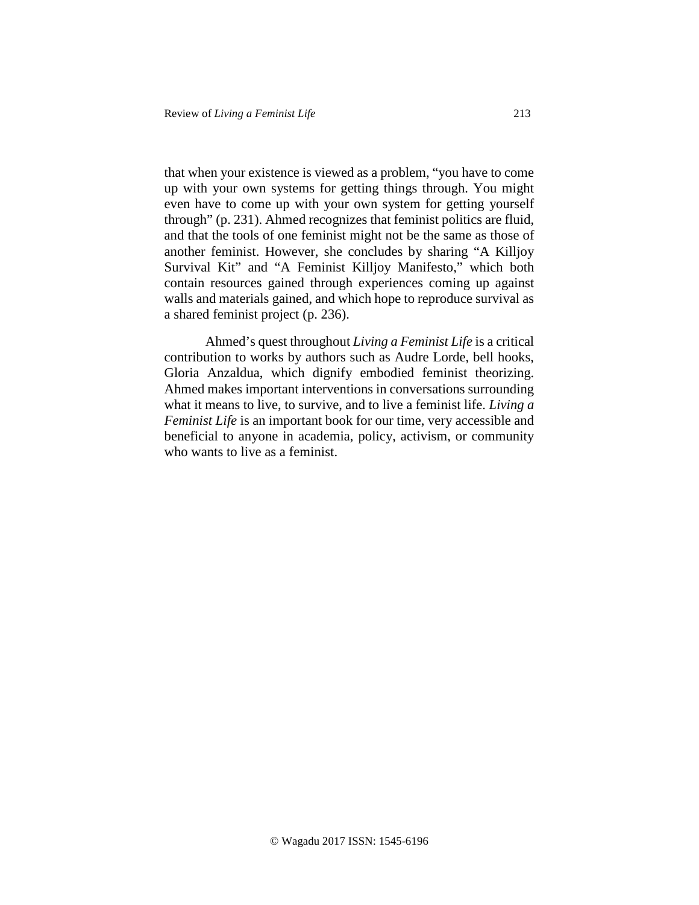that when your existence is viewed as a problem, "you have to come up with your own systems for getting things through. You might even have to come up with your own system for getting yourself through" (p. 231). Ahmed recognizes that feminist politics are fluid, and that the tools of one feminist might not be the same as those of another feminist. However, she concludes by sharing "A Killjoy Survival Kit" and "A Feminist Killjoy Manifesto," which both contain resources gained through experiences coming up against walls and materials gained, and which hope to reproduce survival as a shared feminist project (p. 236).

Ahmed's quest throughout *Living a Feminist Life* is a critical contribution to works by authors such as Audre Lorde, bell hooks, Gloria Anzaldua, which dignify embodied feminist theorizing. Ahmed makes important interventions in conversations surrounding what it means to live, to survive, and to live a feminist life. *Living a Feminist Life* is an important book for our time, very accessible and beneficial to anyone in academia, policy, activism, or community who wants to live as a feminist.